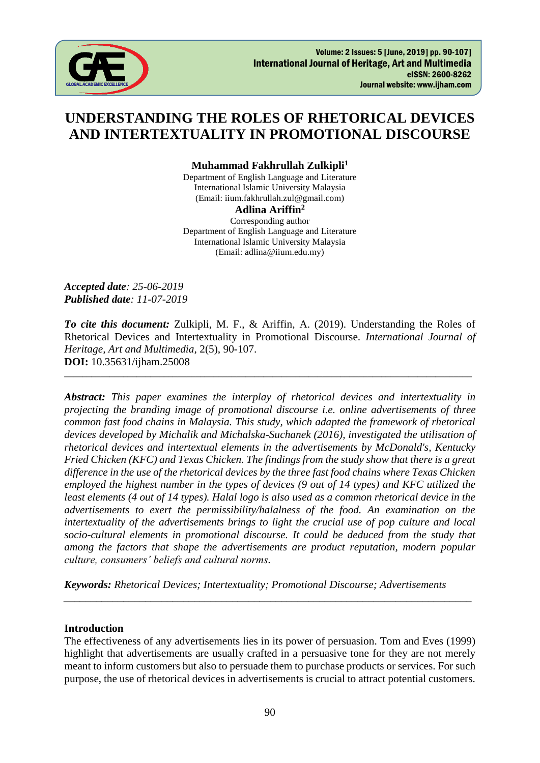# UNDERSTANDING THE ROLES OF RHETORICAL DEVICES AND INTERTEXTUALITY IN PROMOTIONAL DISCOURSE

**Muhammad Fakhrullah Zulkipli**[1]
Department of English Language and Literature
International Islamic University Malaysia
(Email: iium.fakhrullah.zul@gmail.com)

**Adlina Ariffin**[2]
Corresponding author
Department of English Language and Literature
International Islamic University Malaysia
(Email: adlina@iium.edu.my)

***Accepted date**: 25-06-2019*
***Published date**: 11-07-2019*

***To cite this document:*** Zulkipli, M. F., & Ariffin, A. (2019). Understanding the Roles of Rhetorical Devices and Intertextuality in Promotional Discourse. *International Journal of Heritage, Art and Multimedia*, 2(5), 90-107.
**DOI:** 10.35631/ijham.25008

---

***Abstract:** This paper examines the interplay of rhetorical devices and intertextuality in projecting the branding image of promotional discourse i.e. online advertisements of three common fast food chains in Malaysia. This study, which adapted the framework of rhetorical devices developed by Michalik and Michalska-Suchanek (2016), investigated the utilisation of rhetorical devices and intertextual elements in the advertisements by McDonald's, Kentucky Fried Chicken (KFC) and Texas Chicken. The findings from the study show that there is a great difference in the use of the rhetorical devices by the three fast food chains where Texas Chicken employed the highest number in the types of devices (9 out of 14 types) and KFC utilized the least elements (4 out of 14 types). Halal logo is also used as a common rhetorical device in the advertisements to exert the permissibility/halalness of the food. An examination on the intertextuality of the advertisements brings to light the crucial use of pop culture and local socio-cultural elements in promotional discourse. It could be deduced from the study that among the factors that shape the advertisements are product reputation, modern popular culture, consumers' beliefs and cultural norms.*

***Keywords:** Rhetorical Devices; Intertextuality; Promotional Discourse; Advertisements*

---

## Introduction

The effectiveness of any advertisements lies in its power of persuasion. Tom and Eves (1999) highlight that advertisements are usually crafted in a persuasive tone for they are not merely meant to inform customers but also to persuade them to purchase products or services. For such purpose, the use of rhetorical devices in advertisements is crucial to attract potential customers.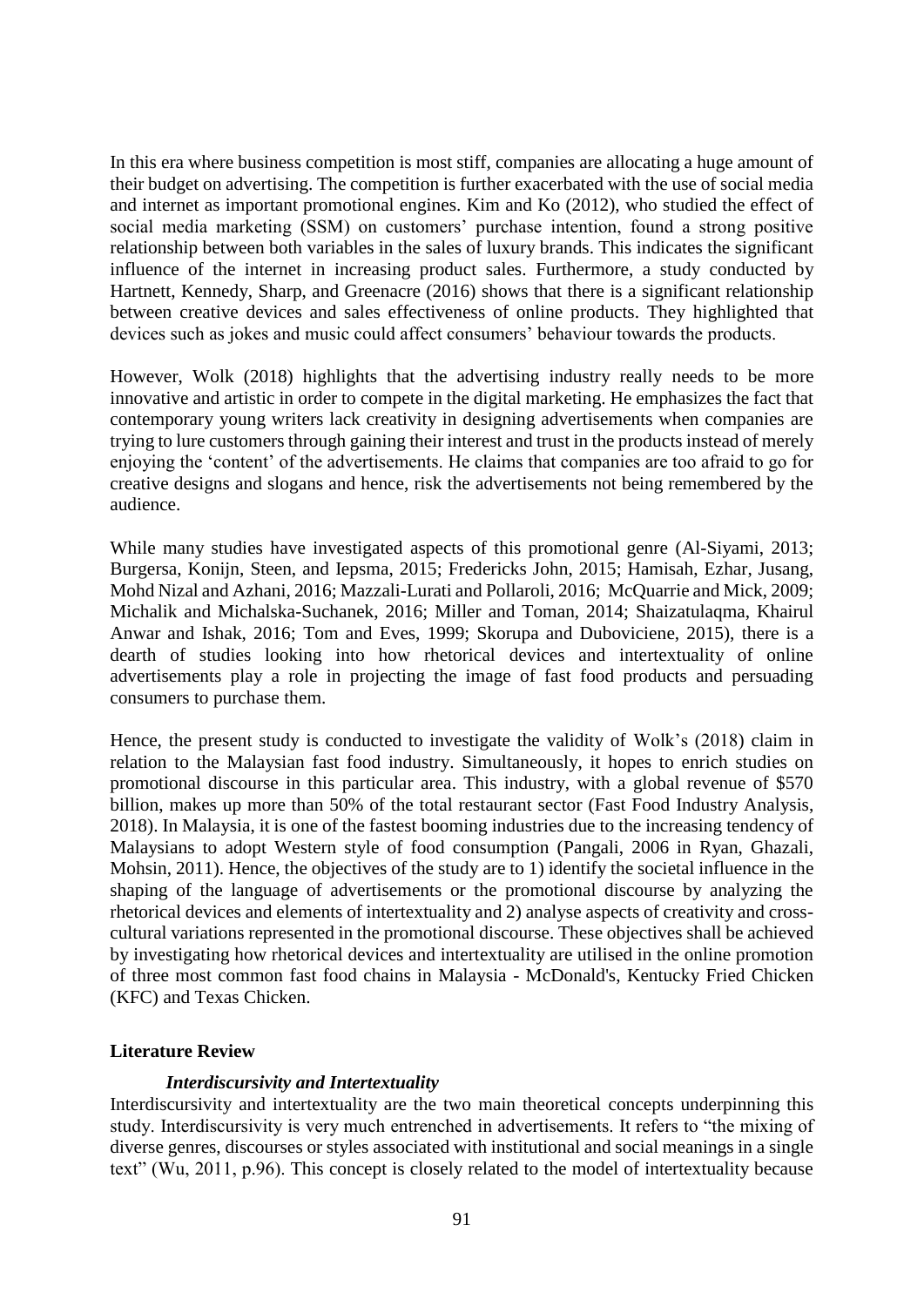In this era where business competition is most stiff, companies are allocating a huge amount of their budget on advertising. The competition is further exacerbated with the use of social media and internet as important promotional engines. Kim and Ko (2012), who studied the effect of social media marketing (SSM) on customers' purchase intention, found a strong positive relationship between both variables in the sales of luxury brands. This indicates the significant influence of the internet in increasing product sales. Furthermore, a study conducted by Hartnett, Kennedy, Sharp, and Greenacre (2016) shows that there is a significant relationship between creative devices and sales effectiveness of online products. They highlighted that devices such as jokes and music could affect consumers' behaviour towards the products.

However, Wolk (2018) highlights that the advertising industry really needs to be more innovative and artistic in order to compete in the digital marketing. He emphasizes the fact that contemporary young writers lack creativity in designing advertisements when companies are trying to lure customers through gaining their interest and trust in the products instead of merely enjoying the 'content' of the advertisements. He claims that companies are too afraid to go for creative designs and slogans and hence, risk the advertisements not being remembered by the audience.

While many studies have investigated aspects of this promotional genre (Al-Siyami, 2013; Burgersa, Konijn, Steen, and Iepsma, 2015; Fredericks John, 2015; Hamisah, Ezhar, Jusang, Mohd Nizal and Azhani, 2016; Mazzali-Lurati and Pollaroli, 2016; McQuarrie and Mick, 2009; Michalik and Michalska-Suchanek, 2016; Miller and Toman, 2014; Shaizatulaqma, Khairul Anwar and Ishak, 2016; Tom and Eves, 1999; Skorupa and Duboviciene, 2015), there is a dearth of studies looking into how rhetorical devices and intertextuality of online advertisements play a role in projecting the image of fast food products and persuading consumers to purchase them.

Hence, the present study is conducted to investigate the validity of Wolk's (2018) claim in relation to the Malaysian fast food industry. Simultaneously, it hopes to enrich studies on promotional discourse in this particular area. This industry, with a global revenue of $570 billion, makes up more than 50% of the total restaurant sector (Fast Food Industry Analysis, 2018). In Malaysia, it is one of the fastest booming industries due to the increasing tendency of Malaysians to adopt Western style of food consumption (Pangali, 2006 in Ryan, Ghazali, Mohsin, 2011). Hence, the objectives of the study are to 1) identify the societal influence in the shaping of the language of advertisements or the promotional discourse by analyzing the rhetorical devices and elements of intertextuality and 2) analyse aspects of creativity and cross-cultural variations represented in the promotional discourse. These objectives shall be achieved by investigating how rhetorical devices and intertextuality are utilised in the online promotion of three most common fast food chains in Malaysia - McDonald's, Kentucky Fried Chicken (KFC) and Texas Chicken.

## Literature Review

### *Interdiscursivity and Intertextuality*

Interdiscursivity and intertextuality are the two main theoretical concepts underpinning this study. Interdiscursivity is very much entrenched in advertisements. It refers to "the mixing of diverse genres, discourses or styles associated with institutional and social meanings in a single text" (Wu, 2011, p.96). This concept is closely related to the model of intertextuality because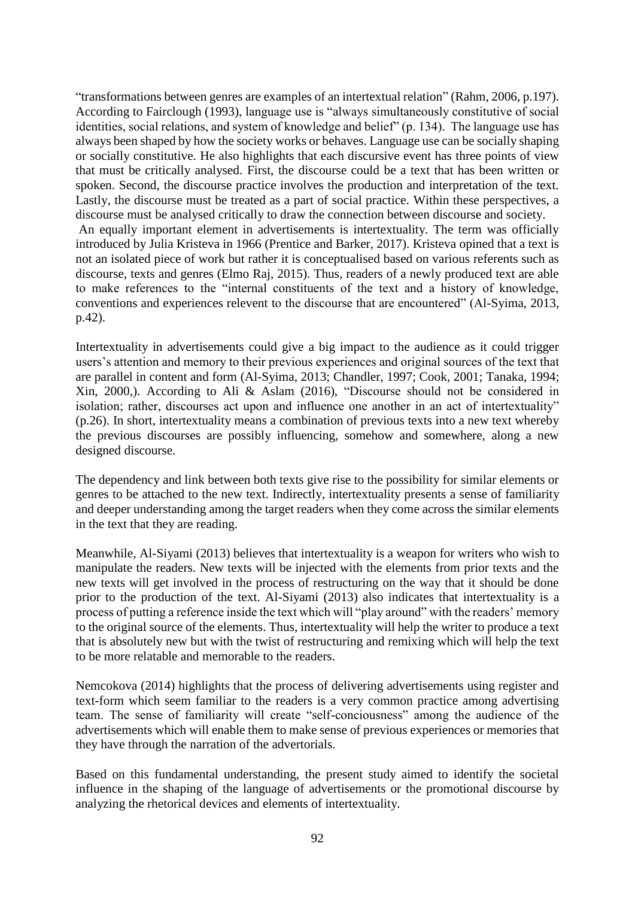"transformations between genres are examples of an intertextual relation" (Rahm, 2006, p.197). According to Fairclough (1993), language use is "always simultaneously constitutive of social identities, social relations, and system of knowledge and belief" (p. 134). The language use has always been shaped by how the society works or behaves. Language use can be socially shaping or socially constitutive. He also highlights that each discursive event has three points of view that must be critically analysed. First, the discourse could be a text that has been written or spoken. Second, the discourse practice involves the production and interpretation of the text. Lastly, the discourse must be treated as a part of social practice. Within these perspectives, a discourse must be analysed critically to draw the connection between discourse and society.

An equally important element in advertisements is intertextuality. The term was officially introduced by Julia Kristeva in 1966 (Prentice and Barker, 2017). Kristeva opined that a text is not an isolated piece of work but rather it is conceptualised based on various referents such as discourse, texts and genres (Elmo Raj, 2015). Thus, readers of a newly produced text are able to make references to the "internal constituents of the text and a history of knowledge, conventions and experiences relevent to the discourse that are encountered" (Al-Syima, 2013, p.42).

Intertextuality in advertisements could give a big impact to the audience as it could trigger users's attention and memory to their previous experiences and original sources of the text that are parallel in content and form (Al-Syima, 2013; Chandler, 1997; Cook, 2001; Tanaka, 1994; Xin, 2000,). According to Ali & Aslam (2016), "Discourse should not be considered in isolation; rather, discourses act upon and influence one another in an act of intertextuality" (p.26). In short, intertextuality means a combination of previous texts into a new text whereby the previous discourses are possibly influencing, somehow and somewhere, along a new designed discourse.

The dependency and link between both texts give rise to the possibility for similar elements or genres to be attached to the new text. Indirectly, intertextuality presents a sense of familiarity and deeper understanding among the target readers when they come across the similar elements in the text that they are reading.

Meanwhile, Al-Siyami (2013) believes that intertextuality is a weapon for writers who wish to manipulate the readers. New texts will be injected with the elements from prior texts and the new texts will get involved in the process of restructuring on the way that it should be done prior to the production of the text. Al-Siyami (2013) also indicates that intertextuality is a process of putting a reference inside the text which will "play around" with the readers' memory to the original source of the elements. Thus, intertextuality will help the writer to produce a text that is absolutely new but with the twist of restructuring and remixing which will help the text to be more relatable and memorable to the readers.

Nemcokova (2014) highlights that the process of delivering advertisements using register and text-form which seem familiar to the readers is a very common practice among advertising team. The sense of familiarity will create "self-conciousness" among the audience of the advertisements which will enable them to make sense of previous experiences or memories that they have through the narration of the advertorials.

Based on this fundamental understanding, the present study aimed to identify the societal influence in the shaping of the language of advertisements or the promotional discourse by analyzing the rhetorical devices and elements of intertextuality.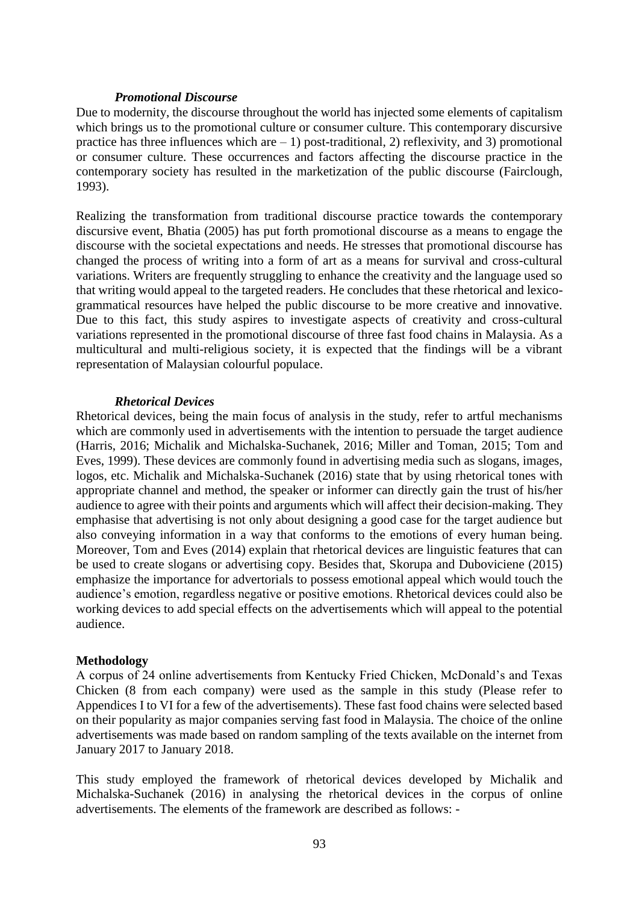### *Promotional Discourse*

Due to modernity, the discourse throughout the world has injected some elements of capitalism which brings us to the promotional culture or consumer culture. This contemporary discursive practice has three influences which are – 1) post-traditional, 2) reflexivity, and 3) promotional or consumer culture. These occurrences and factors affecting the discourse practice in the contemporary society has resulted in the marketization of the public discourse (Fairclough, 1993).

Realizing the transformation from traditional discourse practice towards the contemporary discursive event, Bhatia (2005) has put forth promotional discourse as a means to engage the discourse with the societal expectations and needs. He stresses that promotional discourse has changed the process of writing into a form of art as a means for survival and cross-cultural variations. Writers are frequently struggling to enhance the creativity and the language used so that writing would appeal to the targeted readers. He concludes that these rhetorical and lexico-grammatical resources have helped the public discourse to be more creative and innovative. Due to this fact, this study aspires to investigate aspects of creativity and cross-cultural variations represented in the promotional discourse of three fast food chains in Malaysia. As a multicultural and multi-religious society, it is expected that the findings will be a vibrant representation of Malaysian colourful populace.

### *Rhetorical Devices*

Rhetorical devices, being the main focus of analysis in the study, refer to artful mechanisms which are commonly used in advertisements with the intention to persuade the target audience (Harris, 2016; Michalik and Michalska-Suchanek, 2016; Miller and Toman, 2015; Tom and Eves, 1999). These devices are commonly found in advertising media such as slogans, images, logos, etc. Michalik and Michalska-Suchanek (2016) state that by using rhetorical tones with appropriate channel and method, the speaker or informer can directly gain the trust of his/her audience to agree with their points and arguments which will affect their decision-making. They emphasise that advertising is not only about designing a good case for the target audience but also conveying information in a way that conforms to the emotions of every human being. Moreover, Tom and Eves (2014) explain that rhetorical devices are linguistic features that can be used to create slogans or advertising copy. Besides that, Skorupa and Duboviciene (2015) emphasize the importance for advertorials to possess emotional appeal which would touch the audience's emotion, regardless negative or positive emotions. Rhetorical devices could also be working devices to add special effects on the advertisements which will appeal to the potential audience.

## Methodology

A corpus of 24 online advertisements from Kentucky Fried Chicken, McDonald's and Texas Chicken (8 from each company) were used as the sample in this study (Please refer to Appendices I to VI for a few of the advertisements). These fast food chains were selected based on their popularity as major companies serving fast food in Malaysia. The choice of the online advertisements was made based on random sampling of the texts available on the internet from January 2017 to January 2018.

This study employed the framework of rhetorical devices developed by Michalik and Michalska-Suchanek (2016) in analysing the rhetorical devices in the corpus of online advertisements. The elements of the framework are described as follows: -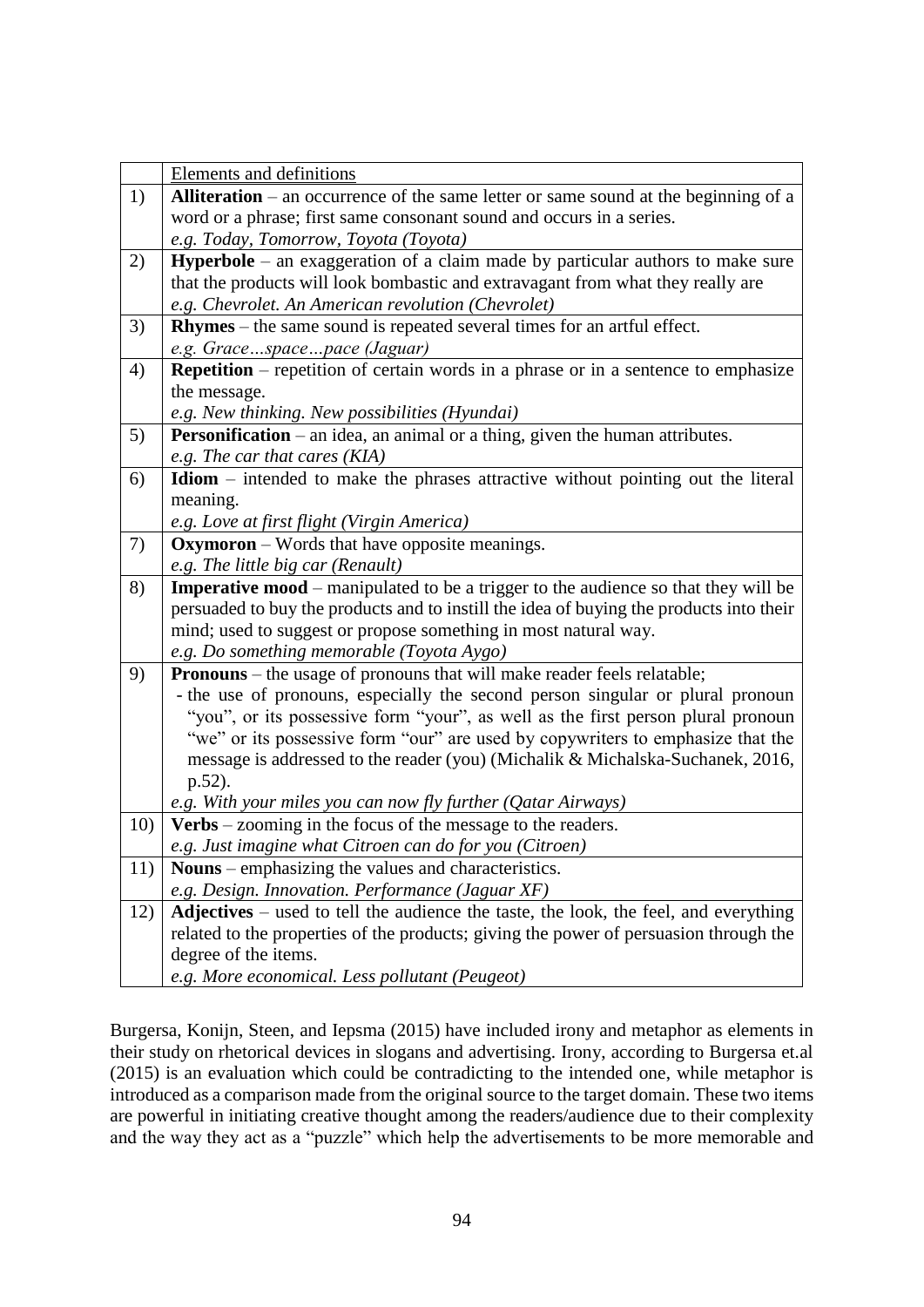| | Elements and definitions |
|---|---|
| 1) | **Alliteration** – an occurrence of the same letter or same sound at the beginning of a word or a phrase; first same consonant sound and occurs in a series. *e.g. Today, Tomorrow, Toyota (Toyota)* |
| 2) | **Hyperbole** – an exaggeration of a claim made by particular authors to make sure that the products will look bombastic and extravagant from what they really are *e.g. Chevrolet. An American revolution (Chevrolet)* |
| 3) | **Rhymes** – the same sound is repeated several times for an artful effect. *e.g. Grace…space…pace (Jaguar)* |
| 4) | **Repetition** – repetition of certain words in a phrase or in a sentence to emphasize the message. *e.g. New thinking. New possibilities (Hyundai)* |
| 5) | **Personification** – an idea, an animal or a thing, given the human attributes. *e.g. The car that cares (KIA)* |
| 6) | **Idiom** – intended to make the phrases attractive without pointing out the literal meaning. *e.g. Love at first flight (Virgin America)* |
| 7) | **Oxymoron** – Words that have opposite meanings. *e.g. The little big car (Renault)* |
| 8) | **Imperative mood** – manipulated to be a trigger to the audience so that they will be persuaded to buy the products and to instill the idea of buying the products into their mind; used to suggest or propose something in most natural way. *e.g. Do something memorable (Toyota Aygo)* |
| 9) | **Pronouns** – the usage of pronouns that will make reader feels relatable; - the use of pronouns, especially the second person singular or plural pronoun "you", or its possessive form "your", as well as the first person plural pronoun "we" or its possessive form "our" are used by copywriters to emphasize that the message is addressed to the reader (you) (Michalik & Michalska-Suchanek, 2016, p.52). *e.g. With your miles you can now fly further (Qatar Airways)* |
| 10) | **Verbs** – zooming in the focus of the message to the readers. *e.g. Just imagine what Citroen can do for you (Citroen)* |
| 11) | **Nouns** – emphasizing the values and characteristics. *e.g. Design. Innovation. Performance (Jaguar XF)* |
| 12) | **Adjectives** – used to tell the audience the taste, the look, the feel, and everything related to the properties of the products; giving the power of persuasion through the degree of the items. *e.g. More economical. Less pollutant (Peugeot)* |

Burgersa, Konijn, Steen, and Iepsma (2015) have included irony and metaphor as elements in their study on rhetorical devices in slogans and advertising. Irony, according to Burgersa et.al (2015) is an evaluation which could be contradicting to the intended one, while metaphor is introduced as a comparison made from the original source to the target domain. These two items are powerful in initiating creative thought among the readers/audience due to their complexity and the way they act as a "puzzle" which help the advertisements to be more memorable and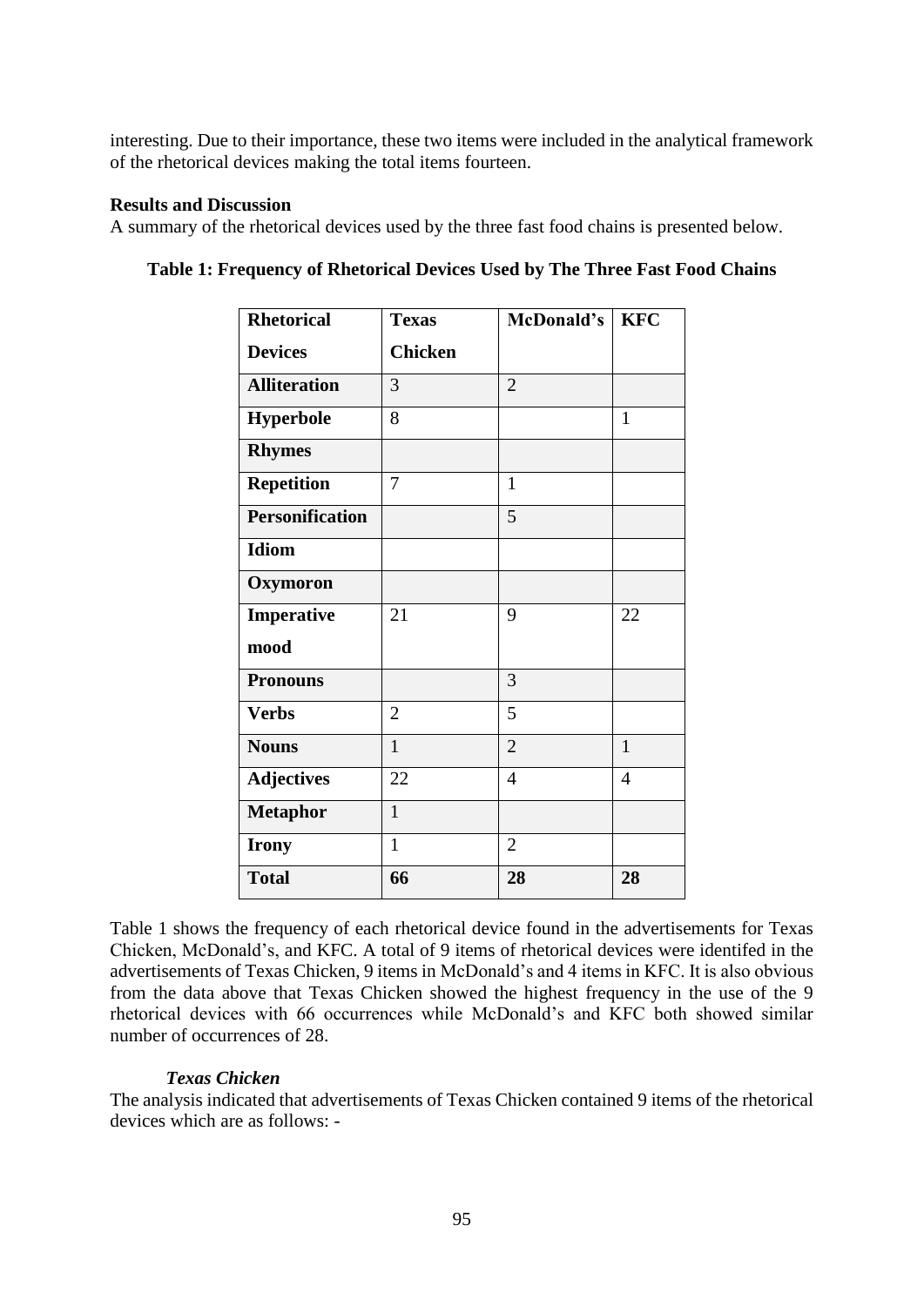interesting. Due to their importance, these two items were included in the analytical framework of the rhetorical devices making the total items fourteen.

**Results and Discussion**

A summary of the rhetorical devices used by the three fast food chains is presented below.

**Table 1: Frequency of Rhetorical Devices Used by The Three Fast Food Chains**

| Rhetorical Devices | Texas Chicken | McDonald's | KFC |
|---|---|---|---|
| **Alliteration** | 3 | 2 | |
| **Hyperbole** | 8 | | 1 |
| **Rhymes** | | | |
| **Repetition** | 7 | 1 | |
| **Personification** | | 5 | |
| **Idiom** | | | |
| **Oxymoron** | | | |
| **Imperative mood** | 21 | 9 | 22 |
| **Pronouns** | | 3 | |
| **Verbs** | 2 | 5 | |
| **Nouns** | 1 | 2 | 1 |
| **Adjectives** | 22 | 4 | 4 |
| **Metaphor** | 1 | | |
| **Irony** | 1 | 2 | |
| **Total** | **66** | **28** | **28** |

Table 1 shows the frequency of each rhetorical device found in the advertisements for Texas Chicken, McDonald's, and KFC. A total of 9 items of rhetorical devices were identifed in the advertisements of Texas Chicken, 9 items in McDonald's and 4 items in KFC. It is also obvious from the data above that Texas Chicken showed the highest frequency in the use of the 9 rhetorical devices with 66 occurrences while McDonald's and KFC both showed similar number of occurrences of 28.

***Texas Chicken***

The analysis indicated that advertisements of Texas Chicken contained 9 items of the rhetorical devices which are as follows: -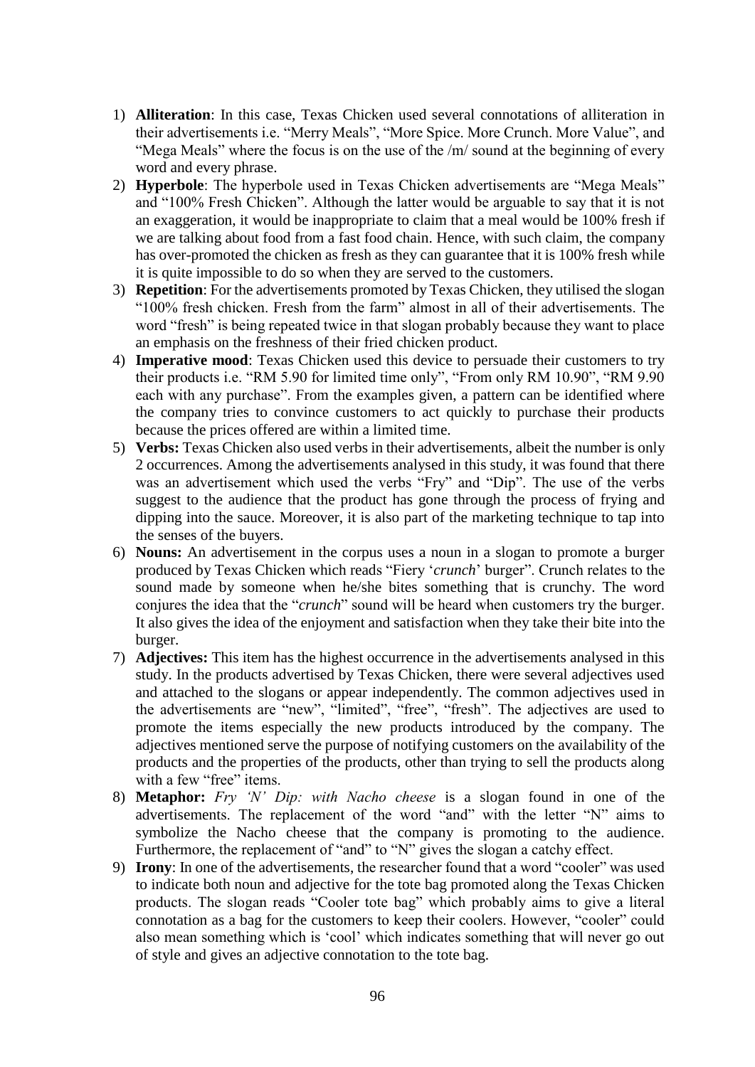1) **Alliteration**: In this case, Texas Chicken used several connotations of alliteration in their advertisements i.e. "Merry Meals", "More Spice. More Crunch. More Value", and "Mega Meals" where the focus is on the use of the /m/ sound at the beginning of every word and every phrase.
2) **Hyperbole**: The hyperbole used in Texas Chicken advertisements are "Mega Meals" and "100% Fresh Chicken". Although the latter would be arguable to say that it is not an exaggeration, it would be inappropriate to claim that a meal would be 100% fresh if we are talking about food from a fast food chain. Hence, with such claim, the company has over-promoted the chicken as fresh as they can guarantee that it is 100% fresh while it is quite impossible to do so when they are served to the customers.
3) **Repetition**: For the advertisements promoted by Texas Chicken, they utilised the slogan "100% fresh chicken. Fresh from the farm" almost in all of their advertisements. The word "fresh" is being repeated twice in that slogan probably because they want to place an emphasis on the freshness of their fried chicken product.
4) **Imperative mood**: Texas Chicken used this device to persuade their customers to try their products i.e. "RM 5.90 for limited time only", "From only RM 10.90", "RM 9.90 each with any purchase". From the examples given, a pattern can be identified where the company tries to convince customers to act quickly to purchase their products because the prices offered are within a limited time.
5) **Verbs:** Texas Chicken also used verbs in their advertisements, albeit the number is only 2 occurrences. Among the advertisements analysed in this study, it was found that there was an advertisement which used the verbs "Fry" and "Dip". The use of the verbs suggest to the audience that the product has gone through the process of frying and dipping into the sauce. Moreover, it is also part of the marketing technique to tap into the senses of the buyers.
6) **Nouns:** An advertisement in the corpus uses a noun in a slogan to promote a burger produced by Texas Chicken which reads "Fiery '*crunch*' burger". Crunch relates to the sound made by someone when he/she bites something that is crunchy. The word conjures the idea that the "*crunch*" sound will be heard when customers try the burger. It also gives the idea of the enjoyment and satisfaction when they take their bite into the burger.
7) **Adjectives:** This item has the highest occurrence in the advertisements analysed in this study. In the products advertised by Texas Chicken, there were several adjectives used and attached to the slogans or appear independently. The common adjectives used in the advertisements are "new", "limited", "free", "fresh". The adjectives are used to promote the items especially the new products introduced by the company. The adjectives mentioned serve the purpose of notifying customers on the availability of the products and the properties of the products, other than trying to sell the products along with a few "free" items.
8) **Metaphor:** *Fry 'N' Dip: with Nacho cheese* is a slogan found in one of the advertisements. The replacement of the word "and" with the letter "N" aims to symbolize the Nacho cheese that the company is promoting to the audience. Furthermore, the replacement of "and" to "N" gives the slogan a catchy effect.
9) **Irony**: In one of the advertisements, the researcher found that a word "cooler" was used to indicate both noun and adjective for the tote bag promoted along the Texas Chicken products. The slogan reads "Cooler tote bag" which probably aims to give a literal connotation as a bag for the customers to keep their coolers. However, "cooler" could also mean something which is 'cool' which indicates something that will never go out of style and gives an adjective connotation to the tote bag.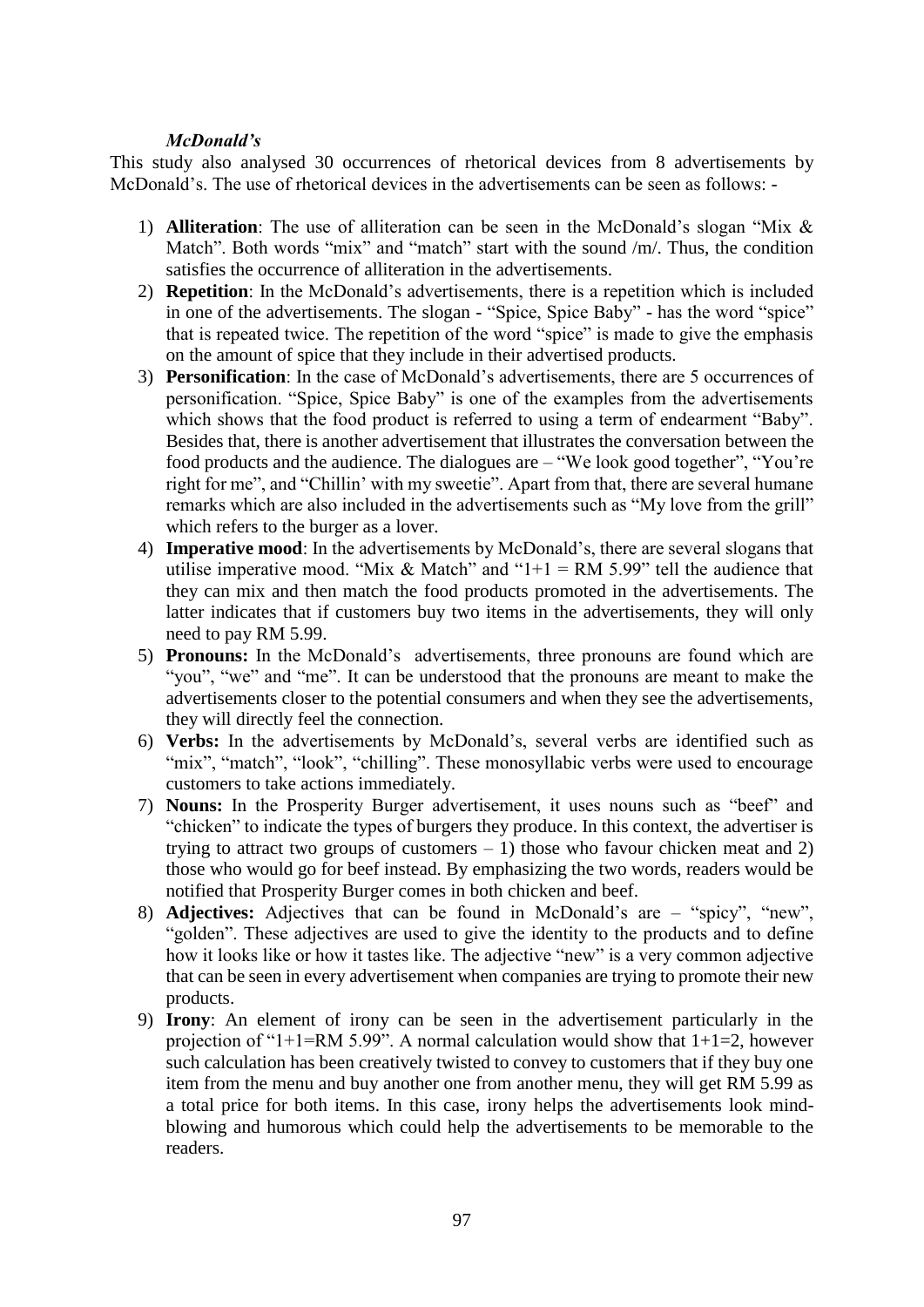***McDonald's***

This study also analysed 30 occurrences of rhetorical devices from 8 advertisements by McDonald's. The use of rhetorical devices in the advertisements can be seen as follows: -

1) **Alliteration**: The use of alliteration can be seen in the McDonald's slogan "Mix & Match". Both words "mix" and "match" start with the sound /m/. Thus, the condition satisfies the occurrence of alliteration in the advertisements.
2) **Repetition**: In the McDonald's advertisements, there is a repetition which is included in one of the advertisements. The slogan - "Spice, Spice Baby" - has the word "spice" that is repeated twice. The repetition of the word "spice" is made to give the emphasis on the amount of spice that they include in their advertised products.
3) **Personification**: In the case of McDonald's advertisements, there are 5 occurrences of personification. "Spice, Spice Baby" is one of the examples from the advertisements which shows that the food product is referred to using a term of endearment "Baby". Besides that, there is another advertisement that illustrates the conversation between the food products and the audience. The dialogues are – "We look good together", "You're right for me", and "Chillin' with my sweetie". Apart from that, there are several humane remarks which are also included in the advertisements such as "My love from the grill" which refers to the burger as a lover.
4) **Imperative mood**: In the advertisements by McDonald's, there are several slogans that utilise imperative mood. "Mix & Match" and "1+1 = RM 5.99" tell the audience that they can mix and then match the food products promoted in the advertisements. The latter indicates that if customers buy two items in the advertisements, they will only need to pay RM 5.99.
5) **Pronouns:** In the McDonald's advertisements, three pronouns are found which are "you", "we" and "me". It can be understood that the pronouns are meant to make the advertisements closer to the potential consumers and when they see the advertisements, they will directly feel the connection.
6) **Verbs:** In the advertisements by McDonald's, several verbs are identified such as "mix", "match", "look", "chilling". These monosyllabic verbs were used to encourage customers to take actions immediately.
7) **Nouns:** In the Prosperity Burger advertisement, it uses nouns such as "beef" and "chicken" to indicate the types of burgers they produce. In this context, the advertiser is trying to attract two groups of customers – 1) those who favour chicken meat and 2) those who would go for beef instead. By emphasizing the two words, readers would be notified that Prosperity Burger comes in both chicken and beef.
8) **Adjectives:** Adjectives that can be found in McDonald's are – "spicy", "new", "golden". These adjectives are used to give the identity to the products and to define how it looks like or how it tastes like. The adjective "new" is a very common adjective that can be seen in every advertisement when companies are trying to promote their new products.
9) **Irony**: An element of irony can be seen in the advertisement particularly in the projection of "1+1=RM 5.99". A normal calculation would show that 1+1=2, however such calculation has been creatively twisted to convey to customers that if they buy one item from the menu and buy another one from another menu, they will get RM 5.99 as a total price for both items. In this case, irony helps the advertisements look mind-blowing and humorous which could help the advertisements to be memorable to the readers.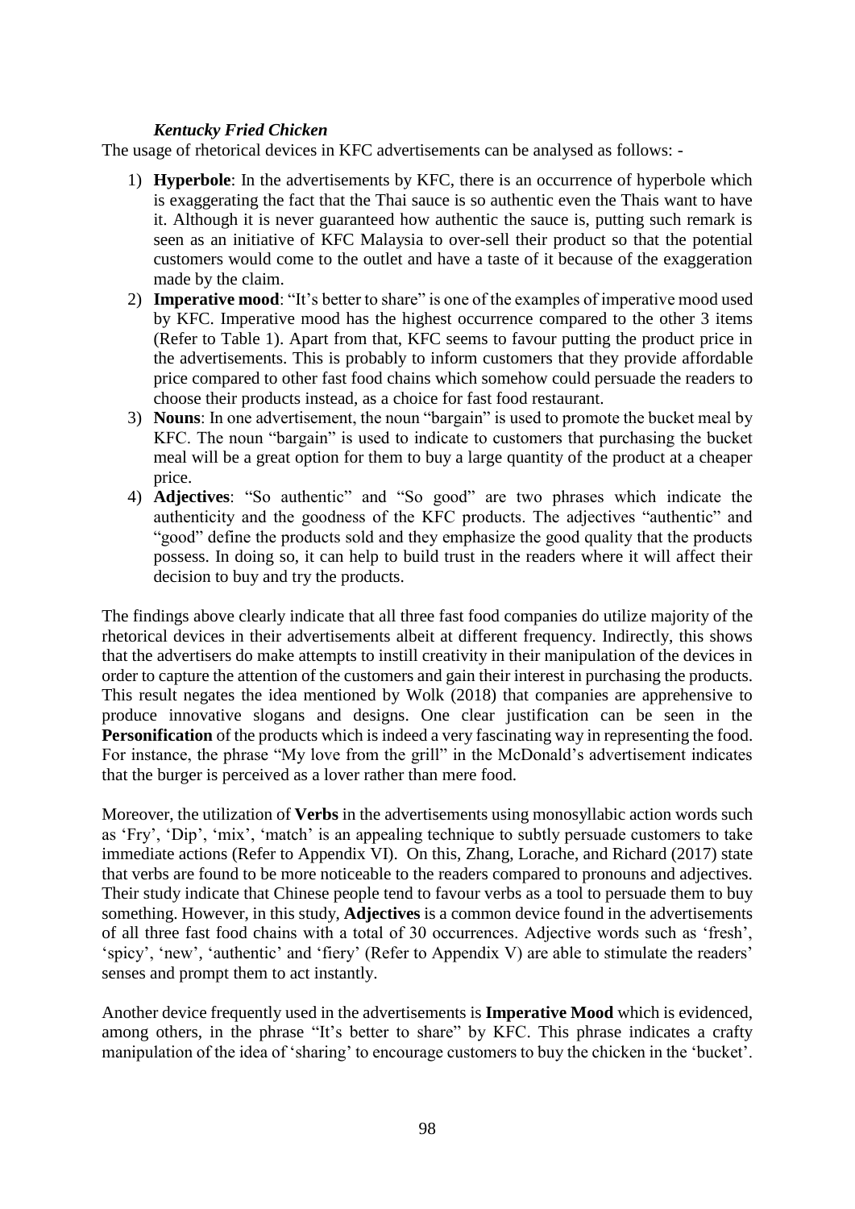### *Kentucky Fried Chicken*

The usage of rhetorical devices in KFC advertisements can be analysed as follows: -

1) **Hyperbole**: In the advertisements by KFC, there is an occurrence of hyperbole which is exaggerating the fact that the Thai sauce is so authentic even the Thais want to have it. Although it is never guaranteed how authentic the sauce is, putting such remark is seen as an initiative of KFC Malaysia to over-sell their product so that the potential customers would come to the outlet and have a taste of it because of the exaggeration made by the claim.
2) **Imperative mood**: "It's better to share" is one of the examples of imperative mood used by KFC. Imperative mood has the highest occurrence compared to the other 3 items (Refer to Table 1). Apart from that, KFC seems to favour putting the product price in the advertisements. This is probably to inform customers that they provide affordable price compared to other fast food chains which somehow could persuade the readers to choose their products instead, as a choice for fast food restaurant.
3) **Nouns**: In one advertisement, the noun "bargain" is used to promote the bucket meal by KFC. The noun "bargain" is used to indicate to customers that purchasing the bucket meal will be a great option for them to buy a large quantity of the product at a cheaper price.
4) **Adjectives**: "So authentic" and "So good" are two phrases which indicate the authenticity and the goodness of the KFC products. The adjectives "authentic" and "good" define the products sold and they emphasize the good quality that the products possess. In doing so, it can help to build trust in the readers where it will affect their decision to buy and try the products.

The findings above clearly indicate that all three fast food companies do utilize majority of the rhetorical devices in their advertisements albeit at different frequency. Indirectly, this shows that the advertisers do make attempts to instill creativity in their manipulation of the devices in order to capture the attention of the customers and gain their interest in purchasing the products. This result negates the idea mentioned by Wolk (2018) that companies are apprehensive to produce innovative slogans and designs. One clear justification can be seen in the **Personification** of the products which is indeed a very fascinating way in representing the food. For instance, the phrase "My love from the grill" in the McDonald's advertisement indicates that the burger is perceived as a lover rather than mere food.

Moreover, the utilization of **Verbs** in the advertisements using monosyllabic action words such as 'Fry', 'Dip', 'mix', 'match' is an appealing technique to subtly persuade customers to take immediate actions (Refer to Appendix VI). On this, Zhang, Lorache, and Richard (2017) state that verbs are found to be more noticeable to the readers compared to pronouns and adjectives. Their study indicate that Chinese people tend to favour verbs as a tool to persuade them to buy something. However, in this study, **Adjectives** is a common device found in the advertisements of all three fast food chains with a total of 30 occurrences. Adjective words such as 'fresh', 'spicy', 'new', 'authentic' and 'fiery' (Refer to Appendix V) are able to stimulate the readers' senses and prompt them to act instantly.

Another device frequently used in the advertisements is **Imperative Mood** which is evidenced, among others, in the phrase "It's better to share" by KFC. This phrase indicates a crafty manipulation of the idea of 'sharing' to encourage customers to buy the chicken in the 'bucket'.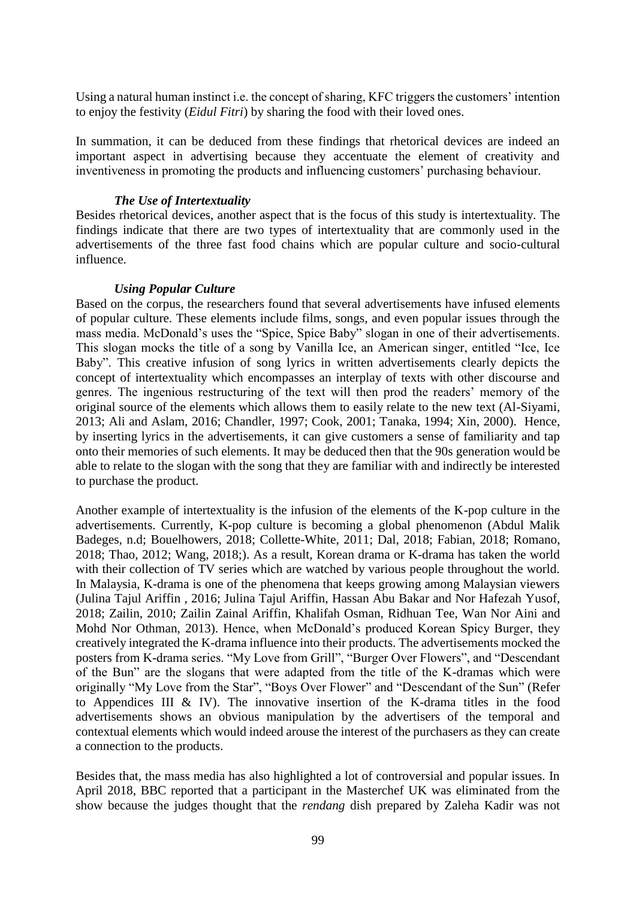Using a natural human instinct i.e. the concept of sharing, KFC triggers the customers' intention to enjoy the festivity (*Eidul Fitri*) by sharing the food with their loved ones.

In summation, it can be deduced from these findings that rhetorical devices are indeed an important aspect in advertising because they accentuate the element of creativity and inventiveness in promoting the products and influencing customers' purchasing behaviour.

### *The Use of Intertextuality*

Besides rhetorical devices, another aspect that is the focus of this study is intertextuality. The findings indicate that there are two types of intertextuality that are commonly used in the advertisements of the three fast food chains which are popular culture and socio-cultural influence.

#### *Using Popular Culture*

Based on the corpus, the researchers found that several advertisements have infused elements of popular culture. These elements include films, songs, and even popular issues through the mass media. McDonald's uses the "Spice, Spice Baby" slogan in one of their advertisements. This slogan mocks the title of a song by Vanilla Ice, an American singer, entitled "Ice, Ice Baby". This creative infusion of song lyrics in written advertisements clearly depicts the concept of intertextuality which encompasses an interplay of texts with other discourse and genres. The ingenious restructuring of the text will then prod the readers' memory of the original source of the elements which allows them to easily relate to the new text (Al-Siyami, 2013; Ali and Aslam, 2016; Chandler, 1997; Cook, 2001; Tanaka, 1994; Xin, 2000). Hence, by inserting lyrics in the advertisements, it can give customers a sense of familiarity and tap onto their memories of such elements. It may be deduced then that the 90s generation would be able to relate to the slogan with the song that they are familiar with and indirectly be interested to purchase the product.

Another example of intertextuality is the infusion of the elements of the K-pop culture in the advertisements. Currently, K-pop culture is becoming a global phenomenon (Abdul Malik Badeges, n.d; Bouelhowers, 2018; Collette-White, 2011; Dal, 2018; Fabian, 2018; Romano, 2018; Thao, 2012; Wang, 2018;). As a result, Korean drama or K-drama has taken the world with their collection of TV series which are watched by various people throughout the world. In Malaysia, K-drama is one of the phenomena that keeps growing among Malaysian viewers (Julina Tajul Ariffin , 2016; Julina Tajul Ariffin, Hassan Abu Bakar and Nor Hafezah Yusof, 2018; Zailin, 2010; Zailin Zainal Ariffin, Khalifah Osman, Ridhuan Tee, Wan Nor Aini and Mohd Nor Othman, 2013). Hence, when McDonald's produced Korean Spicy Burger, they creatively integrated the K-drama influence into their products. The advertisements mocked the posters from K-drama series. "My Love from Grill", "Burger Over Flowers", and "Descendant of the Bun" are the slogans that were adapted from the title of the K-dramas which were originally "My Love from the Star", "Boys Over Flower" and "Descendant of the Sun" (Refer to Appendices III & IV). The innovative insertion of the K-drama titles in the food advertisements shows an obvious manipulation by the advertisers of the temporal and contextual elements which would indeed arouse the interest of the purchasers as they can create a connection to the products.

Besides that, the mass media has also highlighted a lot of controversial and popular issues. In April 2018, BBC reported that a participant in the Masterchef UK was eliminated from the show because the judges thought that the *rendang* dish prepared by Zaleha Kadir was not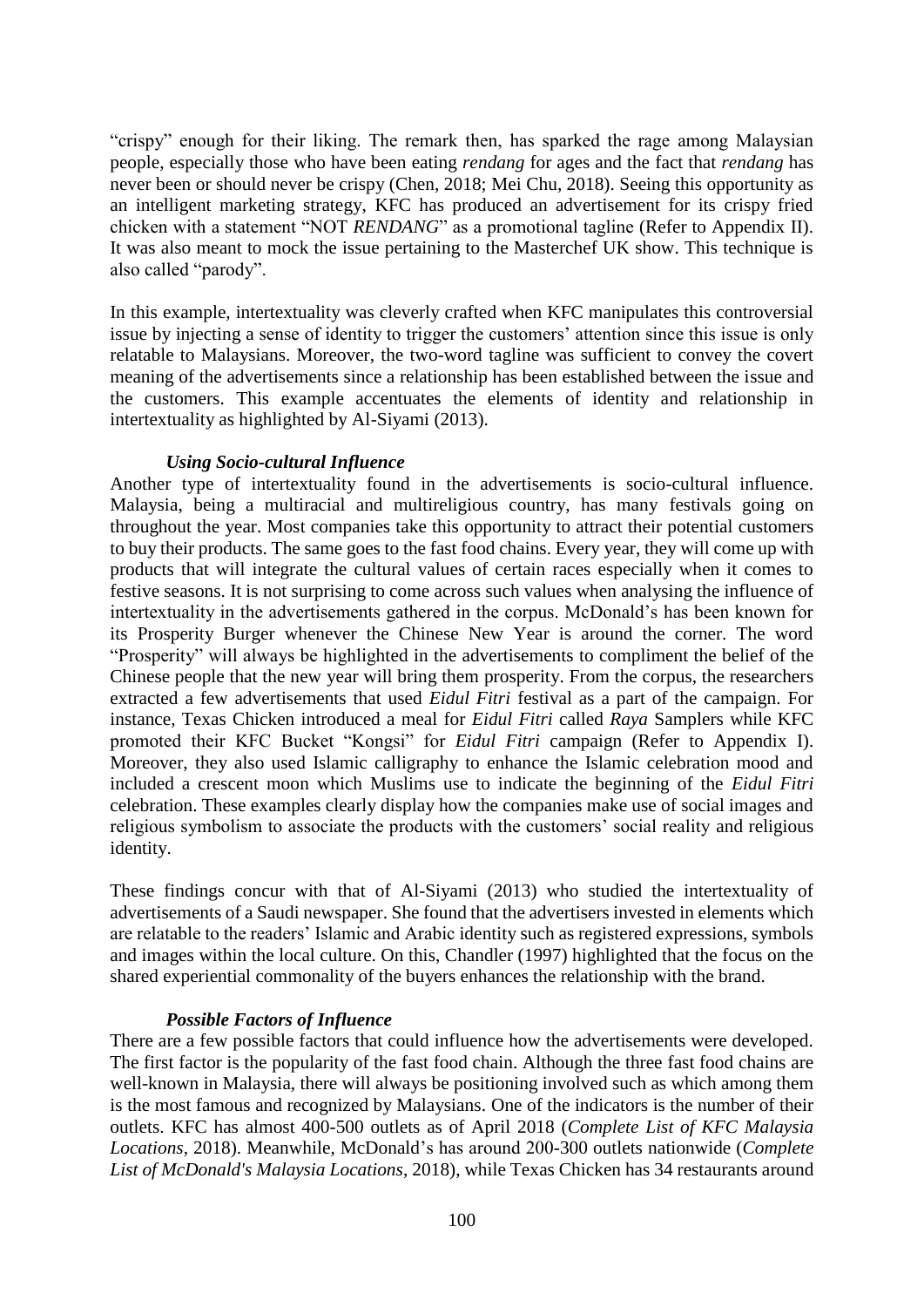"crispy" enough for their liking. The remark then, has sparked the rage among Malaysian people, especially those who have been eating *rendang* for ages and the fact that *rendang* has never been or should never be crispy (Chen, 2018; Mei Chu, 2018). Seeing this opportunity as an intelligent marketing strategy, KFC has produced an advertisement for its crispy fried chicken with a statement "NOT *RENDANG*" as a promotional tagline (Refer to Appendix II). It was also meant to mock the issue pertaining to the Masterchef UK show. This technique is also called "parody".

In this example, intertextuality was cleverly crafted when KFC manipulates this controversial issue by injecting a sense of identity to trigger the customers' attention since this issue is only relatable to Malaysians. Moreover, the two-word tagline was sufficient to convey the covert meaning of the advertisements since a relationship has been established between the issue and the customers. This example accentuates the elements of identity and relationship in intertextuality as highlighted by Al-Siyami (2013).

***Using Socio-cultural Influence***

Another type of intertextuality found in the advertisements is socio-cultural influence. Malaysia, being a multiracial and multireligious country, has many festivals going on throughout the year. Most companies take this opportunity to attract their potential customers to buy their products. The same goes to the fast food chains. Every year, they will come up with products that will integrate the cultural values of certain races especially when it comes to festive seasons. It is not surprising to come across such values when analysing the influence of intertextuality in the advertisements gathered in the corpus. McDonald's has been known for its Prosperity Burger whenever the Chinese New Year is around the corner. The word "Prosperity" will always be highlighted in the advertisements to compliment the belief of the Chinese people that the new year will bring them prosperity. From the corpus, the researchers extracted a few advertisements that used *Eidul Fitri* festival as a part of the campaign. For instance, Texas Chicken introduced a meal for *Eidul Fitri* called *Raya* Samplers while KFC promoted their KFC Bucket "Kongsi" for *Eidul Fitri* campaign (Refer to Appendix I). Moreover, they also used Islamic calligraphy to enhance the Islamic celebration mood and included a crescent moon which Muslims use to indicate the beginning of the *Eidul Fitri* celebration. These examples clearly display how the companies make use of social images and religious symbolism to associate the products with the customers' social reality and religious identity.

These findings concur with that of Al-Siyami (2013) who studied the intertextuality of advertisements of a Saudi newspaper. She found that the advertisers invested in elements which are relatable to the readers' Islamic and Arabic identity such as registered expressions, symbols and images within the local culture. On this, Chandler (1997) highlighted that the focus on the shared experiential commonality of the buyers enhances the relationship with the brand.

***Possible Factors of Influence***

There are a few possible factors that could influence how the advertisements were developed. The first factor is the popularity of the fast food chain. Although the three fast food chains are well-known in Malaysia, there will always be positioning involved such as which among them is the most famous and recognized by Malaysians. One of the indicators is the number of their outlets. KFC has almost 400-500 outlets as of April 2018 (*Complete List of KFC Malaysia Locations*, 2018). Meanwhile, McDonald's has around 200-300 outlets nationwide (*Complete List of McDonald's Malaysia Locations*, 2018), while Texas Chicken has 34 restaurants around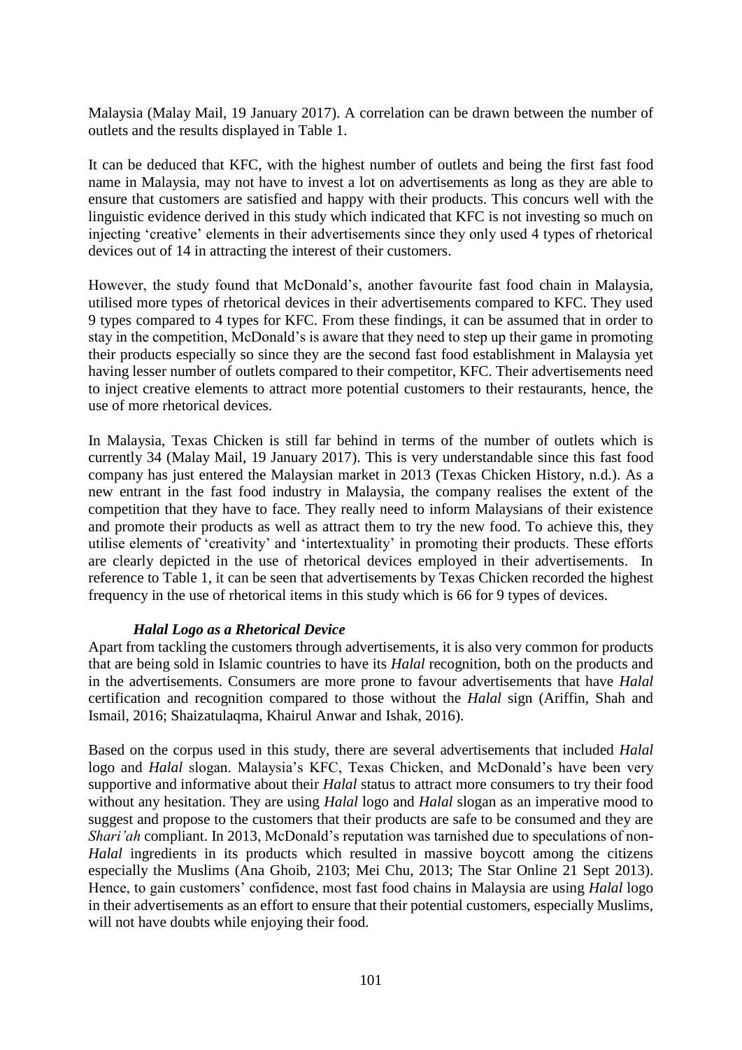Malaysia (Malay Mail, 19 January 2017). A correlation can be drawn between the number of outlets and the results displayed in Table 1.

It can be deduced that KFC, with the highest number of outlets and being the first fast food name in Malaysia, may not have to invest a lot on advertisements as long as they are able to ensure that customers are satisfied and happy with their products. This concurs well with the linguistic evidence derived in this study which indicated that KFC is not investing so much on injecting 'creative' elements in their advertisements since they only used 4 types of rhetorical devices out of 14 in attracting the interest of their customers.

However, the study found that McDonald's, another favourite fast food chain in Malaysia, utilised more types of rhetorical devices in their advertisements compared to KFC. They used 9 types compared to 4 types for KFC. From these findings, it can be assumed that in order to stay in the competition, McDonald's is aware that they need to step up their game in promoting their products especially so since they are the second fast food establishment in Malaysia yet having lesser number of outlets compared to their competitor, KFC. Their advertisements need to inject creative elements to attract more potential customers to their restaurants, hence, the use of more rhetorical devices.

In Malaysia, Texas Chicken is still far behind in terms of the number of outlets which is currently 34 (Malay Mail, 19 January 2017). This is very understandable since this fast food company has just entered the Malaysian market in 2013 (Texas Chicken History, n.d.). As a new entrant in the fast food industry in Malaysia, the company realises the extent of the competition that they have to face. They really need to inform Malaysians of their existence and promote their products as well as attract them to try the new food. To achieve this, they utilise elements of 'creativity' and 'intertextuality' in promoting their products. These efforts are clearly depicted in the use of rhetorical devices employed in their advertisements. In reference to Table 1, it can be seen that advertisements by Texas Chicken recorded the highest frequency in the use of rhetorical items in this study which is 66 for 9 types of devices.

#### *Halal Logo as a Rhetorical Device*

Apart from tackling the customers through advertisements, it is also very common for products that are being sold in Islamic countries to have its *Halal* recognition, both on the products and in the advertisements. Consumers are more prone to favour advertisements that have *Halal* certification and recognition compared to those without the *Halal* sign (Ariffin, Shah and Ismail, 2016; Shaizatulaqma, Khairul Anwar and Ishak, 2016).

Based on the corpus used in this study, there are several advertisements that included *Halal* logo and *Halal* slogan. Malaysia's KFC, Texas Chicken, and McDonald's have been very supportive and informative about their *Halal* status to attract more consumers to try their food without any hesitation. They are using *Halal* logo and *Halal* slogan as an imperative mood to suggest and propose to the customers that their products are safe to be consumed and they are *Shari'ah* compliant. In 2013, McDonald's reputation was tarnished due to speculations of non-*Halal* ingredients in its products which resulted in massive boycott among the citizens especially the Muslims (Ana Ghoib, 2103; Mei Chu, 2013; The Star Online 21 Sept 2013). Hence, to gain customers' confidence, most fast food chains in Malaysia are using *Halal* logo in their advertisements as an effort to ensure that their potential customers, especially Muslims, will not have doubts while enjoying their food.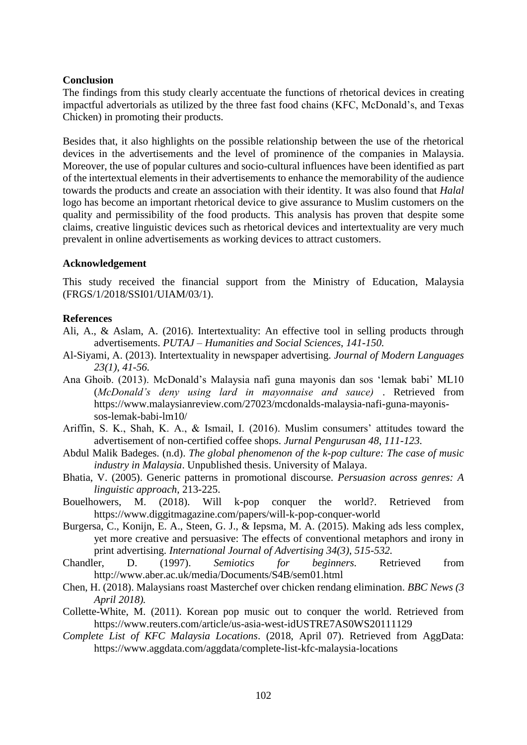**Conclusion**

The findings from this study clearly accentuate the functions of rhetorical devices in creating impactful advertorials as utilized by the three fast food chains (KFC, McDonald's, and Texas Chicken) in promoting their products.

Besides that, it also highlights on the possible relationship between the use of the rhetorical devices in the advertisements and the level of prominence of the companies in Malaysia. Moreover, the use of popular cultures and socio-cultural influences have been identified as part of the intertextual elements in their advertisements to enhance the memorability of the audience towards the products and create an association with their identity. It was also found that *Halal* logo has become an important rhetorical device to give assurance to Muslim customers on the quality and permissibility of the food products. This analysis has proven that despite some claims, creative linguistic devices such as rhetorical devices and intertextuality are very much prevalent in online advertisements as working devices to attract customers.

**Acknowledgement**

This study received the financial support from the Ministry of Education, Malaysia (FRGS/1/2018/SSI01/UIAM/03/1).

**References**

Ali, A., & Aslam, A. (2016). Intertextuality: An effective tool in selling products through advertisements. *PUTAJ – Humanities and Social Sciences, 141-150.*

Al-Siyami, A. (2013). Intertextuality in newspaper advertising. *Journal of Modern Languages 23(1), 41-56.*

Ana Ghoib. (2013). McDonald's Malaysia nafi guna mayonis dan sos 'lemak babi' ML10 (*McDonald's deny using lard in mayonnaise and sauce)* . Retrieved from https://www.malaysianreview.com/27023/mcdonalds-malaysia-nafi-guna-mayonis-sos-lemak-babi-lm10/

Ariffin, S. K., Shah, K. A., & Ismail, I. (2016). Muslim consumers' attitudes toward the advertisement of non-certified coffee shops. *Jurnal Pengurusan 48, 111-123.*

Abdul Malik Badeges. (n.d). *The global phenomenon of the k-pop culture: The case of music industry in Malaysia*. Unpublished thesis. University of Malaya.

Bhatia, V. (2005). Generic patterns in promotional discourse. *Persuasion across genres: A linguistic approach*, 213-225.

Bouelhowers, M. (2018). Will k-pop conquer the world?. Retrieved from https://www.diggitmagazine.com/papers/will-k-pop-conquer-world

Burgersa, C., Konijn, E. A., Steen, G. J., & Iepsma, M. A. (2015). Making ads less complex, yet more creative and persuasive: The effects of conventional metaphors and irony in print advertising. *International Journal of Advertising 34(3), 515-532.*

Chandler, D. (1997). *Semiotics for beginners.* Retrieved from http://www.aber.ac.uk/media/Documents/S4B/sem01.html

Chen, H. (2018). Malaysians roast Masterchef over chicken rendang elimination. *BBC News (3 April 2018).*

Collette-White, M. (2011). Korean pop music out to conquer the world. Retrieved from https://www.reuters.com/article/us-asia-west-idUSTRE7AS0WS20111129

*Complete List of KFC Malaysia Locations*. (2018, April 07). Retrieved from AggData: https://www.aggdata.com/aggdata/complete-list-kfc-malaysia-locations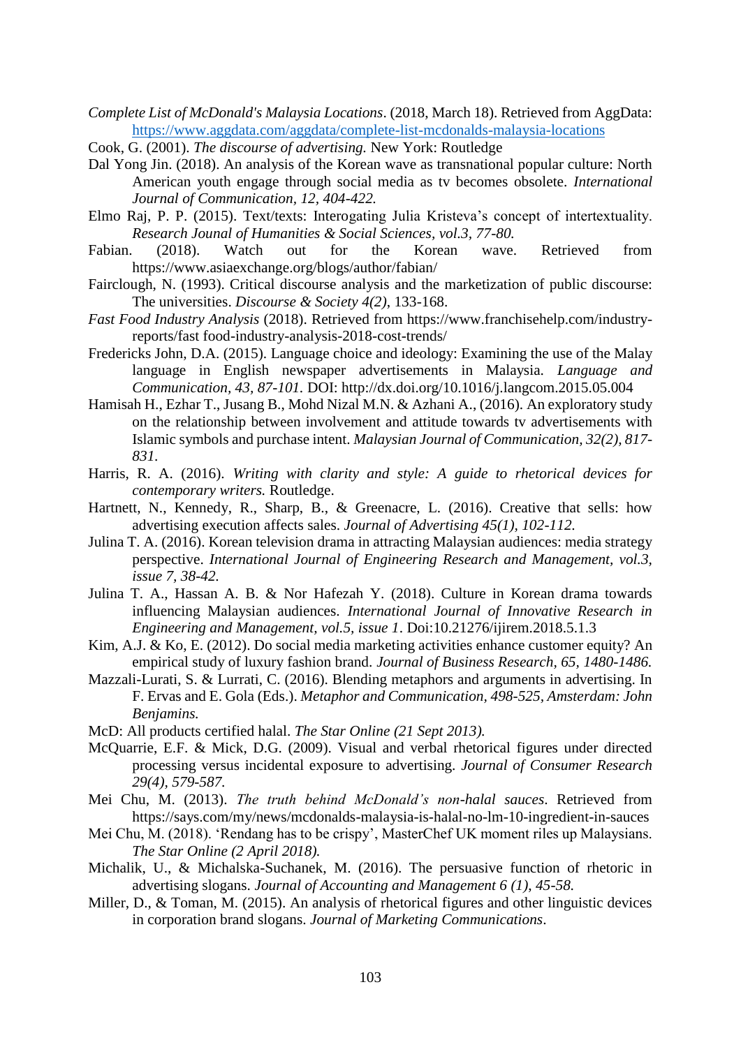*Complete List of McDonald's Malaysia Locations*. (2018, March 18). Retrieved from AggData: https://www.aggdata.com/aggdata/complete-list-mcdonalds-malaysia-locations

Cook, G. (2001). *The discourse of advertising.* New York: Routledge

Dal Yong Jin. (2018). An analysis of the Korean wave as transnational popular culture: North American youth engage through social media as tv becomes obsolete. *International Journal of Communication, 12, 404-422.*

Elmo Raj, P. P. (2015). Text/texts: Interogating Julia Kristeva's concept of intertextuality. *Research Jounal of Humanities & Social Sciences, vol.3, 77-80.*

Fabian. (2018). Watch out for the Korean wave. Retrieved from https://www.asiaexchange.org/blogs/author/fabian/

Fairclough, N. (1993). Critical discourse analysis and the marketization of public discourse: The universities. *Discourse & Society 4(2)*, 133-168.

*Fast Food Industry Analysis* (2018). Retrieved from https://www.franchisehelp.com/industry-reports/fast food-industry-analysis-2018-cost-trends/

Fredericks John, D.A. (2015). Language choice and ideology: Examining the use of the Malay language in English newspaper advertisements in Malaysia. *Language and Communication, 43, 87-101.* DOI: http://dx.doi.org/10.1016/j.langcom.2015.05.004

Hamisah H., Ezhar T., Jusang B., Mohd Nizal M.N. & Azhani A., (2016). An exploratory study on the relationship between involvement and attitude towards tv advertisements with Islamic symbols and purchase intent. *Malaysian Journal of Communication, 32(2), 817-831.*

Harris, R. A. (2016). *Writing with clarity and style: A guide to rhetorical devices for contemporary writers.* Routledge.

Hartnett, N., Kennedy, R., Sharp, B., & Greenacre, L. (2016). Creative that sells: how advertising execution affects sales. *Journal of Advertising 45(1), 102-112.*

Julina T. A. (2016). Korean television drama in attracting Malaysian audiences: media strategy perspective. *International Journal of Engineering Research and Management, vol.3, issue 7, 38-42.*

Julina T. A., Hassan A. B. & Nor Hafezah Y. (2018). Culture in Korean drama towards influencing Malaysian audiences. *International Journal of Innovative Research in Engineering and Management, vol.5, issue 1*. Doi:10.21276/ijirem.2018.5.1.3

Kim, A.J. & Ko, E. (2012). Do social media marketing activities enhance customer equity? An empirical study of luxury fashion brand. *Journal of Business Research, 65, 1480-1486.*

Mazzali-Lurati, S. & Lurrati, C. (2016). Blending metaphors and arguments in advertising. In F. Ervas and E. Gola (Eds.). *Metaphor and Communication, 498-525, Amsterdam: John Benjamins.*

McD: All products certified halal. *The Star Online (21 Sept 2013).*

McQuarrie, E.F. & Mick, D.G. (2009). Visual and verbal rhetorical figures under directed processing versus incidental exposure to advertising. *Journal of Consumer Research 29(4), 579-587.*

Mei Chu, M. (2013). *The truth behind McDonald's non-halal sauces*. Retrieved from https://says.com/my/news/mcdonalds-malaysia-is-halal-no-lm-10-ingredient-in-sauces

Mei Chu, M. (2018). 'Rendang has to be crispy', MasterChef UK moment riles up Malaysians. *The Star Online (2 April 2018).*

Michalik, U., & Michalska-Suchanek, M. (2016). The persuasive function of rhetoric in advertising slogans. *Journal of Accounting and Management 6 (1), 45-58.*

Miller, D., & Toman, M. (2015). An analysis of rhetorical figures and other linguistic devices in corporation brand slogans. *Journal of Marketing Communications*.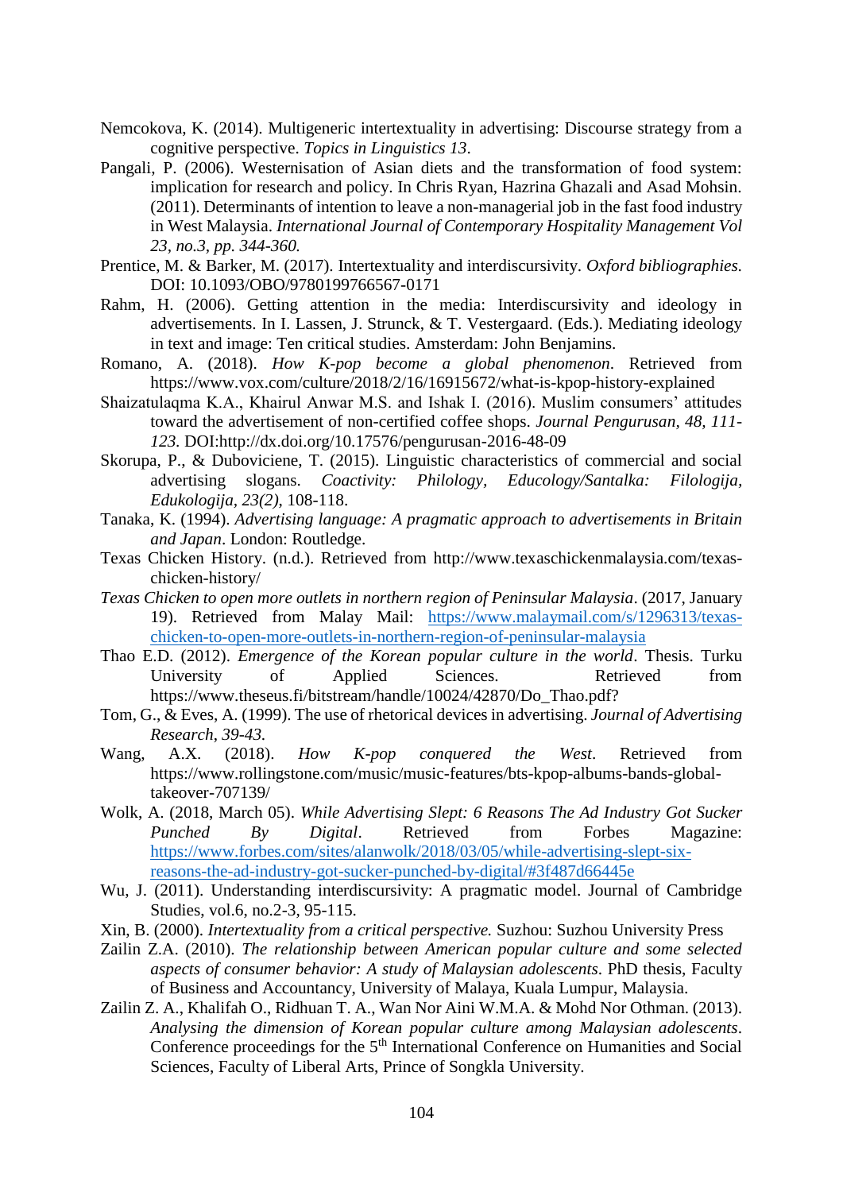Nemcokova, K. (2014). Multigeneric intertextuality in advertising: Discourse strategy from a cognitive perspective. *Topics in Linguistics 13*.

Pangali, P. (2006). Westernisation of Asian diets and the transformation of food system: implication for research and policy. In Chris Ryan, Hazrina Ghazali and Asad Mohsin. (2011). Determinants of intention to leave a non-managerial job in the fast food industry in West Malaysia. *International Journal of Contemporary Hospitality Management Vol 23, no.3, pp. 344-360.*

Prentice, M. & Barker, M. (2017). Intertextuality and interdiscursivity. *Oxford bibliographies.* DOI: 10.1093/OBO/9780199766567-0171

Rahm, H. (2006). Getting attention in the media: Interdiscursivity and ideology in advertisements. In I. Lassen, J. Strunck, & T. Vestergaard. (Eds.). Mediating ideology in text and image: Ten critical studies. Amsterdam: John Benjamins.

Romano, A. (2018). *How K-pop become a global phenomenon*. Retrieved from https://www.vox.com/culture/2018/2/16/16915672/what-is-kpop-history-explained

Shaizatulaqma K.A., Khairul Anwar M.S. and Ishak I. (2016). Muslim consumers' attitudes toward the advertisement of non-certified coffee shops. *Journal Pengurusan, 48, 111-123.* DOI:http://dx.doi.org/10.17576/pengurusan-2016-48-09

Skorupa, P., & Duboviciene, T. (2015). Linguistic characteristics of commercial and social advertising slogans. *Coactivity: Philology, Educology/Santalka: Filologija, Edukologija, 23(2)*, 108-118.

Tanaka, K. (1994). *Advertising language: A pragmatic approach to advertisements in Britain and Japan*. London: Routledge.

Texas Chicken History. (n.d.). Retrieved from http://www.texaschickenmalaysia.com/texas-chicken-history/

*Texas Chicken to open more outlets in northern region of Peninsular Malaysia*. (2017, January 19). Retrieved from Malay Mail: https://www.malaymail.com/s/1296313/texas-chicken-to-open-more-outlets-in-northern-region-of-peninsular-malaysia

Thao E.D. (2012). *Emergence of the Korean popular culture in the world*. Thesis. Turku University of Applied Sciences. Retrieved from https://www.theseus.fi/bitstream/handle/10024/42870/Do_Thao.pdf?

Tom, G., & Eves, A. (1999). The use of rhetorical devices in advertising. *Journal of Advertising Research, 39-43.*

Wang, A.X. (2018). *How K-pop conquered the West*. Retrieved from https://www.rollingstone.com/music/music-features/bts-kpop-albums-bands-global-takeover-707139/

Wolk, A. (2018, March 05). *While Advertising Slept: 6 Reasons The Ad Industry Got Sucker Punched By Digital*. Retrieved from Forbes Magazine: https://www.forbes.com/sites/alanwolk/2018/03/05/while-advertising-slept-six-reasons-the-ad-industry-got-sucker-punched-by-digital/#3f487d66445e

Wu, J. (2011). Understanding interdiscursivity: A pragmatic model. Journal of Cambridge Studies, vol.6, no.2-3, 95-115.

Xin, B. (2000). *Intertextuality from a critical perspective.* Suzhou: Suzhou University Press

Zailin Z.A. (2010). *The relationship between American popular culture and some selected aspects of consumer behavior: A study of Malaysian adolescents*. PhD thesis, Faculty of Business and Accountancy, University of Malaya, Kuala Lumpur, Malaysia.

Zailin Z. A., Khalifah O., Ridhuan T. A., Wan Nor Aini W.M.A. & Mohd Nor Othman. (2013). *Analysing the dimension of Korean popular culture among Malaysian adolescents*. Conference proceedings for the 5th International Conference on Humanities and Social Sciences, Faculty of Liberal Arts, Prince of Songkla University.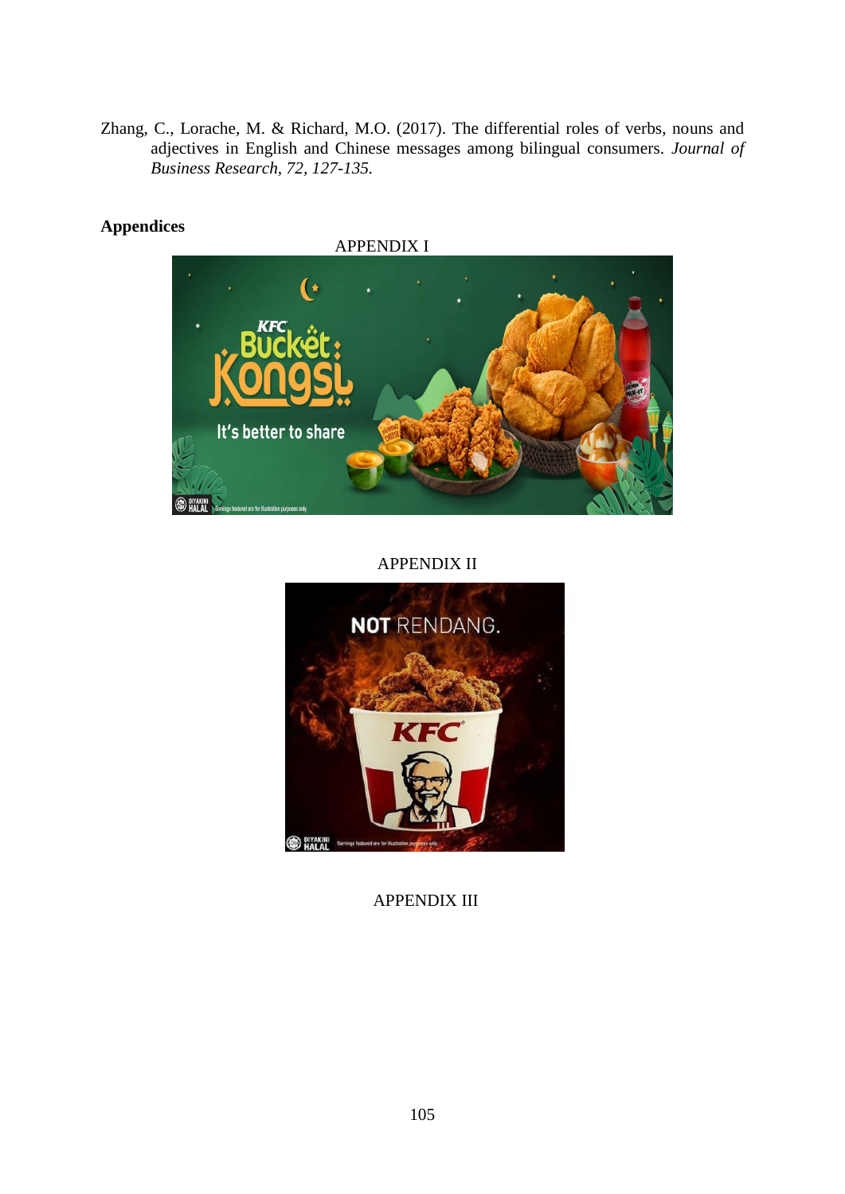Zhang, C., Lorache, M. & Richard, M.O. (2017). The differential roles of verbs, nouns and adjectives in English and Chinese messages among bilingual consumers. *Journal of Business Research, 72, 127-135.*

**Appendices**

APPENDIX I

APPENDIX II

APPENDIX III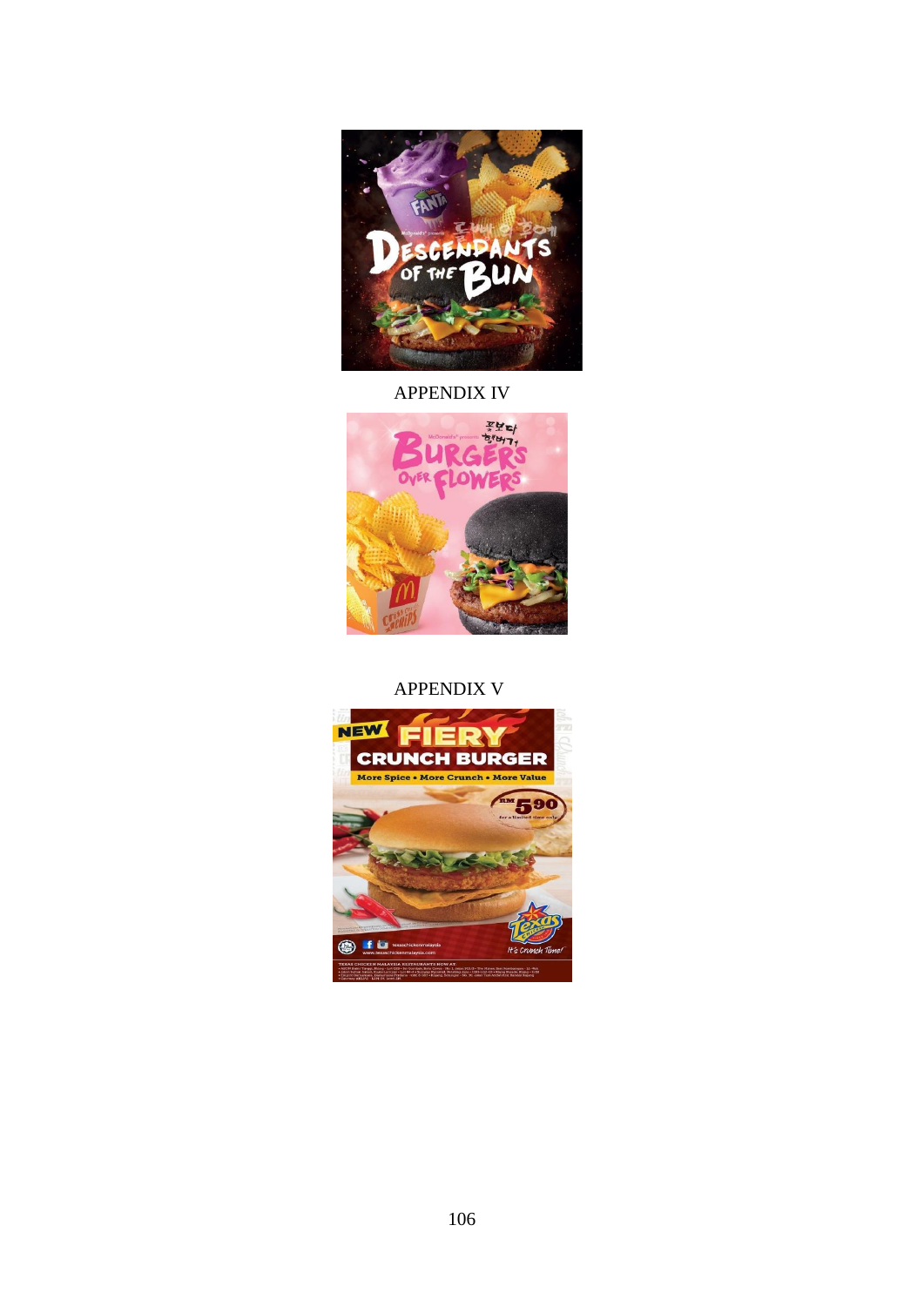APPENDIX IV

APPENDIX V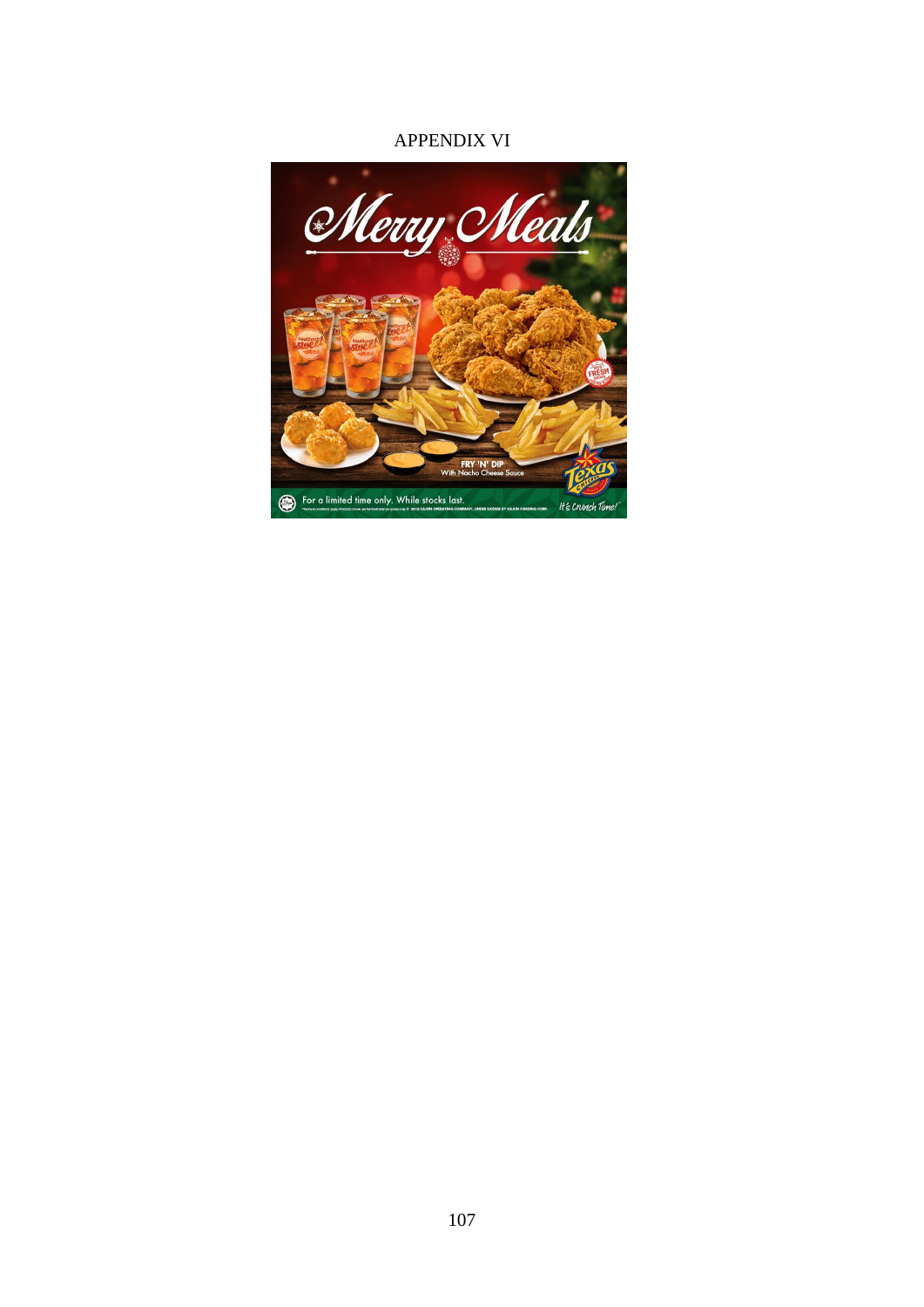APPENDIX VI